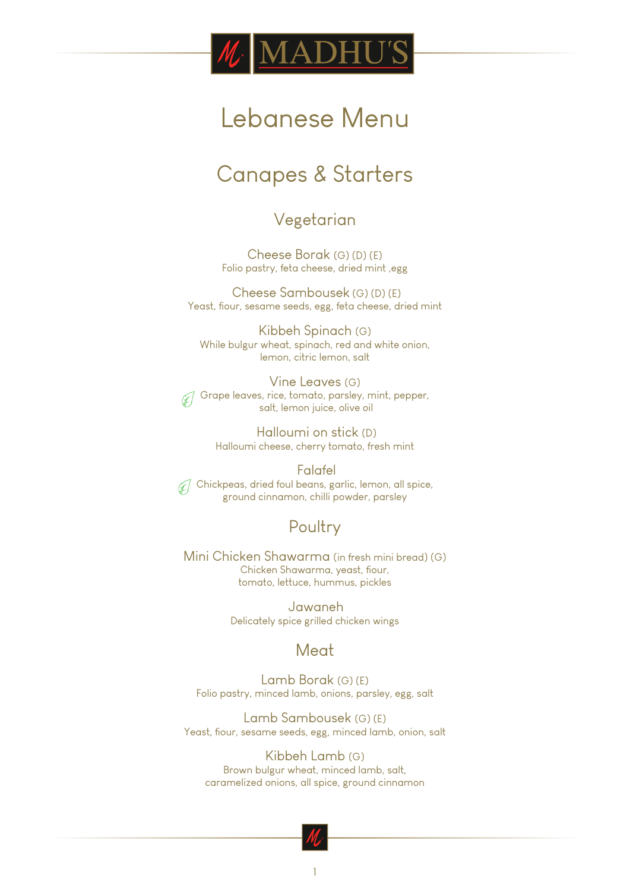# MADHU'S

# Lebanese Menu

## Canapes & Starters

### Vegetarian

**Cheese Borak** (G) (D) (E)
Folio pastry, feta cheese, dried mint ,egg

**Cheese Sambousek** (G) (D) (E)
Yeast, fiour, sesame seeds, egg, feta cheese, dried mint

**Kibbeh Spinach** (G)
While bulgur wheat, spinach, red and white onion, lemon, citric lemon, salt

**Vine Leaves** (G)
Grape leaves, rice, tomato, parsley, mint, pepper, salt, lemon juice, olive oil

**Halloumi on stick** (D)
Halloumi cheese, cherry tomato, fresh mint

**Falafel**
Chickpeas, dried foul beans, garlic, lemon, all spice, ground cinnamon, chilli powder, parsley

### Poultry

**Mini Chicken Shawarma** (in fresh mini bread) (G)
Chicken Shawarma, yeast, fiour, tomato, lettuce, hummus, pickles

**Jawaneh**
Delicately spice grilled chicken wings

### Meat

**Lamb Borak** (G) (E)
Folio pastry, minced lamb, onions, parsley, egg, salt

**Lamb Sambousek** (G) (E)
Yeast, fiour, sesame seeds, egg, minced lamb, onion, salt

**Kibbeh Lamb** (G)
Brown bulgur wheat, minced lamb, salt, caramelized onions, all spice, ground cinnamon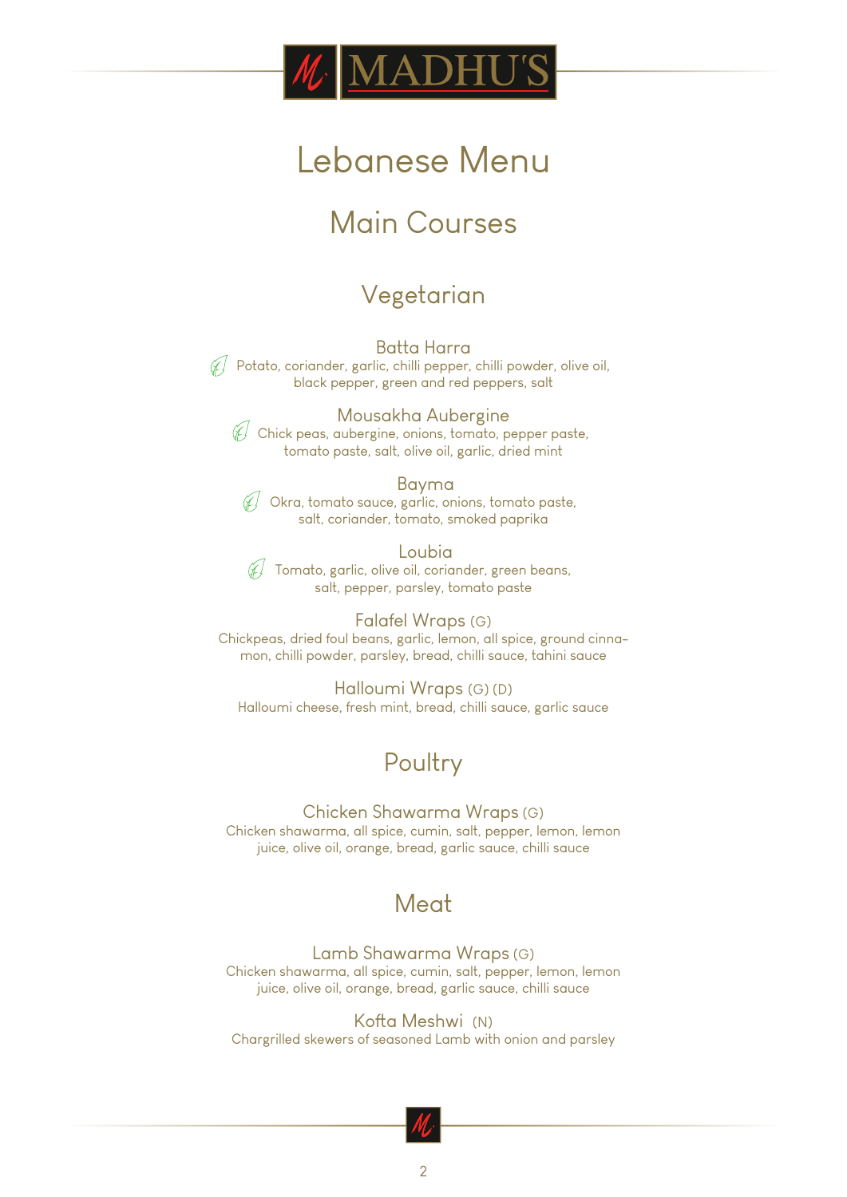# MADHU'S

# Lebanese Menu

## Main Courses

### Vegetarian

**Batta Harra**
Potato, coriander, garlic, chilli pepper, chilli powder, olive oil, black pepper, green and red peppers, salt

**Mousakha Aubergine**
Chick peas, aubergine, onions, tomato, pepper paste, tomato paste, salt, olive oil, garlic, dried mint

**Bayma**
Okra, tomato sauce, garlic, onions, tomato paste, salt, coriander, tomato, smoked paprika

**Loubia**
Tomato, garlic, olive oil, coriander, green beans, salt, pepper, parsley, tomato paste

**Falafel Wraps** (G)
Chickpeas, dried foul beans, garlic, lemon, all spice, ground cinnamon, chilli powder, parsley, bread, chilli sauce, tahini sauce

**Halloumi Wraps** (G) (D)
Halloumi cheese, fresh mint, bread, chilli sauce, garlic sauce

### Poultry

**Chicken Shawarma Wraps** (G)
Chicken shawarma, all spice, cumin, salt, pepper, lemon, lemon juice, olive oil, orange, bread, garlic sauce, chilli sauce

### Meat

**Lamb Shawarma Wraps** (G)
Chicken shawarma, all spice, cumin, salt, pepper, lemon, lemon juice, olive oil, orange, bread, garlic sauce, chilli sauce

**Kofta Meshwi** (N)
Chargrilled skewers of seasoned Lamb with onion and parsley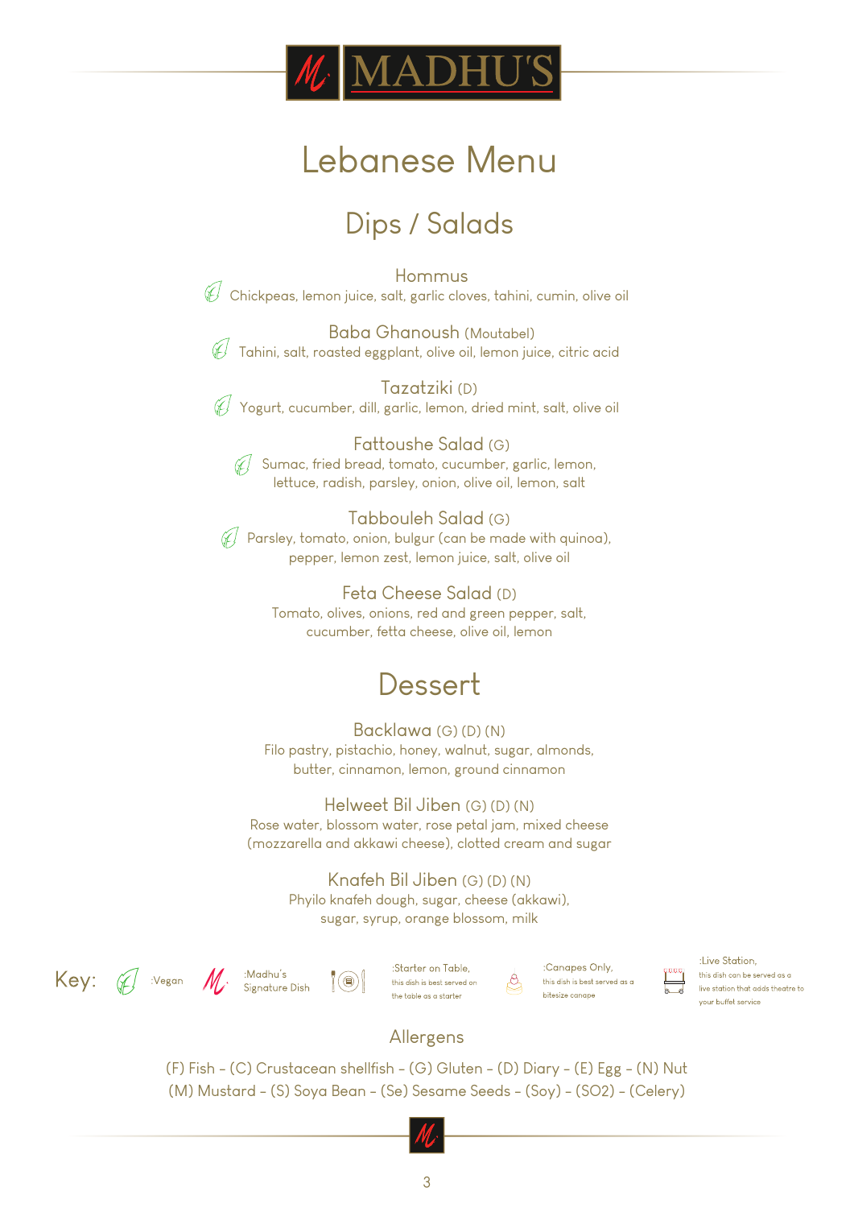# Lebanese Menu

## Dips / Salads

### Hommus

Chickpeas, lemon juice, salt, garlic cloves, tahini, cumin, olive oil

### Baba Ghanoush (Moutabel)

Tahini, salt, roasted eggplant, olive oil, lemon juice, citric acid

### Tazatziki (D)

Yogurt, cucumber, dill, garlic, lemon, dried mint, salt, olive oil

### Fattoushe Salad (G)

Sumac, fried bread, tomato, cucumber, garlic, lemon, lettuce, radish, parsley, onion, olive oil, lemon, salt

### Tabbouleh Salad (G)

Parsley, tomato, onion, bulgur (can be made with quinoa), pepper, lemon zest, lemon juice, salt, olive oil

### Feta Cheese Salad (D)

Tomato, olives, onions, red and green pepper, salt, cucumber, fetta cheese, olive oil, lemon

## Dessert

### Backlawa (G) (D) (N)

Filo pastry, pistachio, honey, walnut, sugar, almonds, butter, cinnamon, lemon, ground cinnamon

### Helweet Bil Jiben (G) (D) (N)

Rose water, blossom water, rose petal jam, mixed cheese (mozzarella and akkawi cheese), clotted cream and sugar

### Knafeh Bil Jiben (G) (D) (N)

Phyilo knafeh dough, sugar, cheese (akkawi), sugar, syrup, orange blossom, milk

Key: :Vegan — :Madhu's Signature Dish — :Starter on Table, this dish is best served on the table as a starter — :Canapes Only, this dish is best served as a bitesize canape — :Live Station, this dish can be served as a live station that adds theatre to your buffet service

### Allergens

(F) Fish - (C) Crustacean shellfish - (G) Gluten - (D) Diary - (E) Egg - (N) Nut
(M) Mustard - (S) Soya Bean - (Se) Sesame Seeds - (Soy) - (SO2) - (Celery)